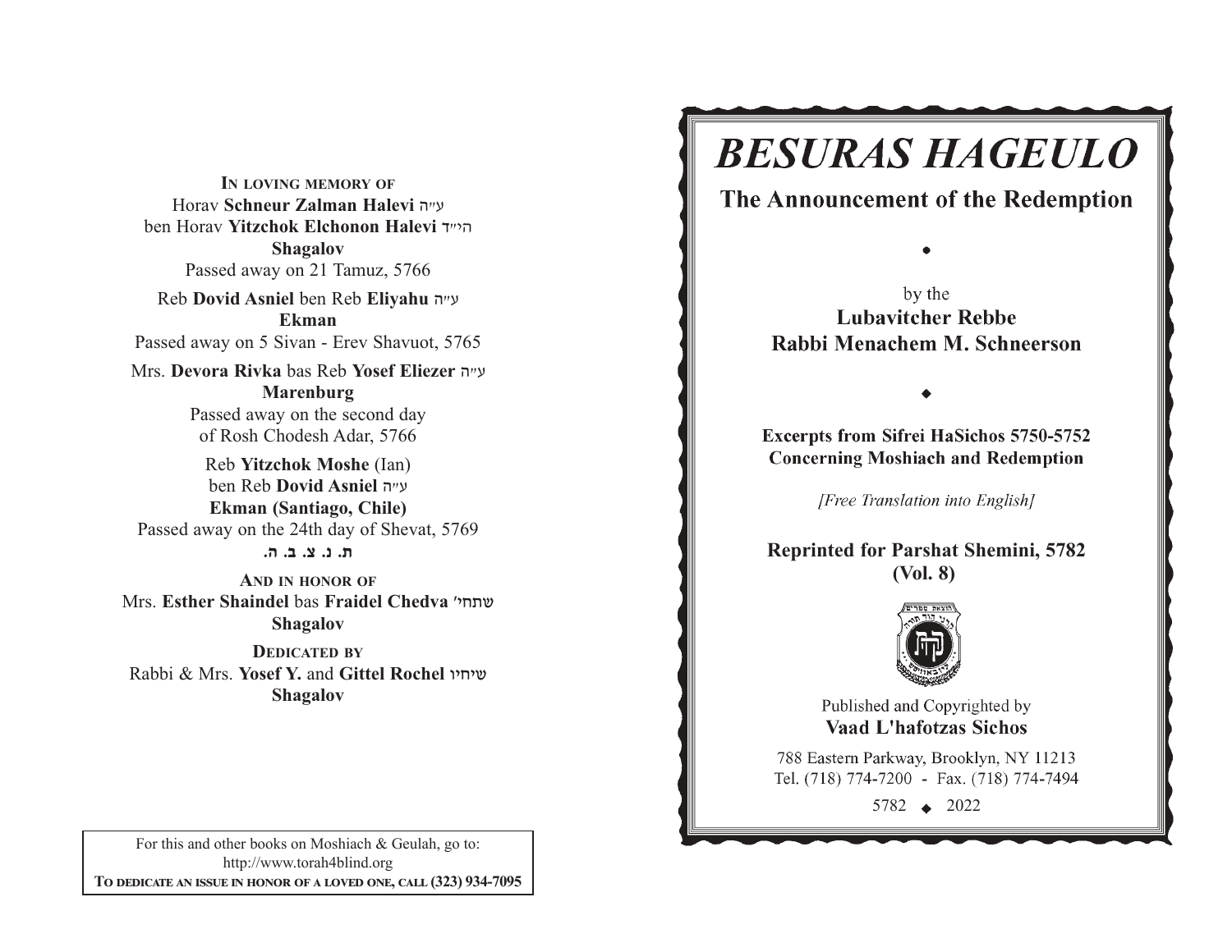**In loving memory of**
Horav **Schneur Zalman Halevi** ע״ה
ben Horav **Yitzchok Elchonon Halevi** הי״ד
**Shagalov**
Passed away on 21 Tamuz, 5766

Reb **Dovid Asniel** ben Reb **Eliyahu** ע״ה
**Ekman**
Passed away on 5 Sivan - Erev Shavuot, 5765

Mrs. **Devora Rivka** bas Reb **Yosef Eliezer** ע״ה
**Marenburg**
Passed away on the second day
of Rosh Chodesh Adar, 5766

Reb **Yitzchok Moshe** (Ian)
ben Reb **Dovid Asniel** ע״ה
**Ekman (Santiago, Chile)**
Passed away on the 24th day of Shevat, 5769
**ת. נ. צ. ב. ה.**

**And in honor of**
Mrs. **Esther Shaindel** bas **Fraidel Chedva** שתחי׳
**Shagalov**

**Dedicated by**
Rabbi & Mrs. **Yosef Y.** and **Gittel Rochel** שיחיו
**Shagalov**

For this and other books on Moshiach & Geulah, go to:
http://www.torah4blind.org
**To dedicate an issue in honor of a loved one, call (323) 934-7095**

# *BESURAS HAGEULO*

## The Announcement of the Redemption

by the
**Lubavitcher Rebbe**
**Rabbi Menachem M. Schneerson**

**Excerpts from Sifrei HaSichos 5750-5752**
**Concerning Moshiach and Redemption**

*[Free Translation into English]*

**Reprinted for Parshat Shemini, 5782**
**(Vol. 8)**

Published and Copyrighted by
**Vaad L'hafotzas Sichos**

788 Eastern Parkway, Brooklyn, NY 11213
Tel. (718) 774-7200 - Fax. (718) 774-7494

5782 ◆ 2022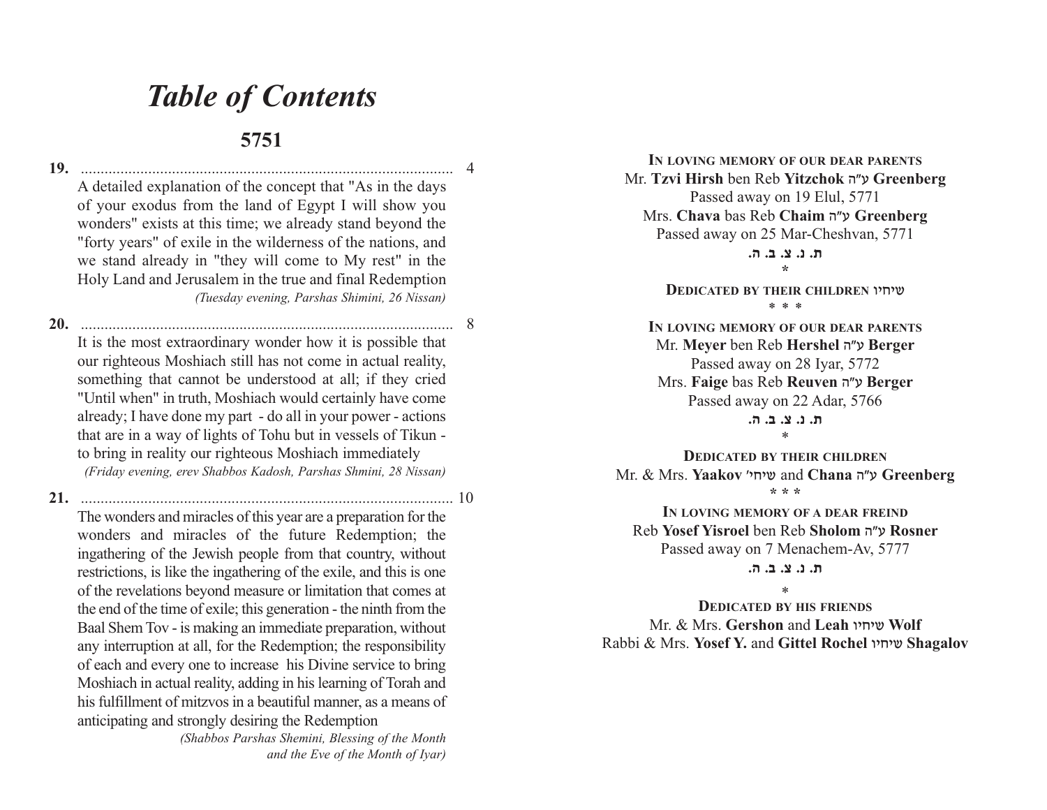# *Table of Contents*

## 5751

**19.** ................................................................................................ 4

A detailed explanation of the concept that "As in the days of your exodus from the land of Egypt I will show you wonders" exists at this time; we already stand beyond the "forty years" of exile in the wilderness of the nations, and we stand already in "they will come to My rest" in the Holy Land and Jerusalem in the true and final Redemption

*(Tuesday evening, Parshas Shimini, 26 Nissan)*

**20.** ................................................................................................ 8

It is the most extraordinary wonder how it is possible that our righteous Moshiach still has not come in actual reality, something that cannot be understood at all; if they cried "Until when" in truth, Moshiach would certainly have come already; I have done my part - do all in your power - actions that are in a way of lights of Tohu but in vessels of Tikun - to bring in reality our righteous Moshiach immediately

*(Friday evening, erev Shabbos Kadosh, Parshas Shmini, 28 Nissan)*

**21.** ................................................................................................ 10

The wonders and miracles of this year are a preparation for the wonders and miracles of the future Redemption; the ingathering of the Jewish people from that country, without restrictions, is like the ingathering of the exile, and this is one of the revelations beyond measure or limitation that comes at the end of the time of exile; this generation - the ninth from the Baal Shem Tov - is making an immediate preparation, without any interruption at all, for the Redemption; the responsibility of each and every one to increase his Divine service to bring Moshiach in actual reality, adding in his learning of Torah and his fulfillment of mitzvos in a beautiful manner, as a means of anticipating and strongly desiring the Redemption

*(Shabbos Parshas Shemini, Blessing of the Month and the Eve of the Month of Iyar)*

---

**In loving memory of our dear parents**
Mr. **Tzvi Hirsh** ben Reb **Yitzchok** ע"ה **Greenberg**
Passed away on 19 Elul, 5771
Mrs. **Chava** bas Reb **Chaim** ע"ה **Greenberg**
Passed away on 25 Mar-Cheshvan, 5771
**ת. נ. צ. ב. ה.**

*

**Dedicated by their children** שיחיו

* * *

**In loving memory of our dear parents**
Mr. **Meyer** ben Reb **Hershel** ע"ה **Berger**
Passed away on 28 Iyar, 5772
Mrs. **Faige** bas Reb **Reuven** ע"ה **Berger**
Passed away on 22 Adar, 5766
**ת. נ. צ. ב. ה.**

*

**Dedicated by their children**
Mr. & Mrs. **Yaakov** שיחי' and **Chana** ע"ה **Greenberg**

* * *

**In loving memory of a dear freind**
Reb **Yosef Yisroel** ben Reb **Sholom** ע"ה **Rosner**
Passed away on 7 Menachem-Av, 5777
**ת. נ. צ. ב. ה.**

*

**Dedicated by his friends**
Mr. & Mrs. **Gershon** and **Leah** שיחיו **Wolf**
Rabbi & Mrs. **Yosef Y.** and **Gittel Rochel** שיחיו **Shagalov**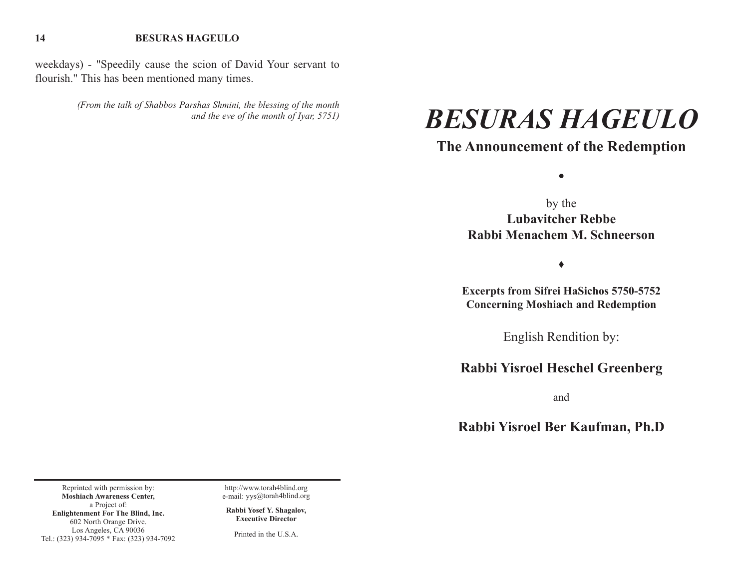weekdays) - "Speedily cause the scion of David Your servant to flourish." This has been mentioned many times.

*(From the talk of Shabbos Parshas Shmini, the blessing of the month and the eve of the month of Iyar, 5751)*

Reprinted with permission by:
**Moshiach Awareness Center,**
a Project of:
**Enlightenment For The Blind, Inc.**
602 North Orange Drive.
Los Angeles, CA 90036
Tel.: (323) 934-7095 * Fax: (323) 934-7092

http://www.torah4blind.org
e-mail: yys@torah4blind.org

**Rabbi Yosef Y. Shagalov,**
**Executive Director**

Printed in the U.S.A.

# *BESURAS HAGEULO*

## The Announcement of the Redemption

•

by the
**Lubavitcher Rebbe**
**Rabbi Menachem M. Schneerson**

♦

**Excerpts from Sifrei HaSichos 5750-5752**
**Concerning Moshiach and Redemption**

English Rendition by:

**Rabbi Yisroel Heschel Greenberg**

and

**Rabbi Yisroel Ber Kaufman, Ph.D**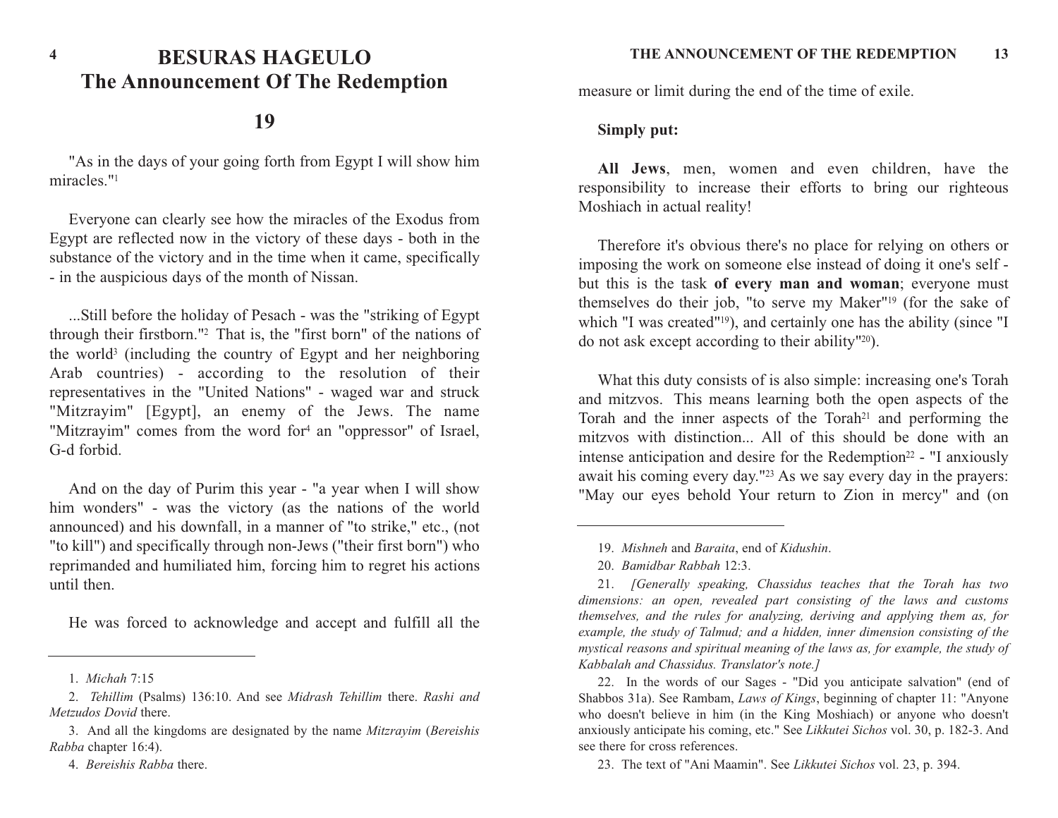# BESURAS HAGEULO
# The Announcement Of The Redemption

## 19

"As in the days of your going forth from Egypt I will show him miracles."[1]

Everyone can clearly see how the miracles of the Exodus from Egypt are reflected now in the victory of these days - both in the substance of the victory and in the time when it came, specifically - in the auspicious days of the month of Nissan.

...Still before the holiday of Pesach - was the "striking of Egypt through their firstborn."[2] That is, the "first born" of the nations of the world[3] (including the country of Egypt and her neighboring Arab countries) - according to the resolution of their representatives in the "United Nations" - waged war and struck "Mitzrayim" [Egypt], an enemy of the Jews. The name "Mitzrayim" comes from the word for[4] an "oppressor" of Israel, G-d forbid.

And on the day of Purim this year - "a year when I will show him wonders" - was the victory (as the nations of the world announced) and his downfall, in a manner of "to strike," etc., (not "to kill") and specifically through non-Jews ("their first born") who reprimanded and humiliated him, forcing him to regret his actions until then.

He was forced to acknowledge and accept and fulfill all the

---

1. *Michah* 7:15

2. *Tehillim* (Psalms) 136:10. And see *Midrash Tehillim* there. *Rashi and Metzudos Dovid* there.

3. And all the kingdoms are designated by the name *Mitzrayim* (*Bereishis Rabba* chapter 16:4).

4. *Bereishis Rabba* there.

measure or limit during the end of the time of exile.

**Simply put:**

**All Jews**, men, women and even children, have the responsibility to increase their efforts to bring our righteous Moshiach in actual reality!

Therefore it's obvious there's no place for relying on others or imposing the work on someone else instead of doing it one's self - but this is the task **of every man and woman**; everyone must themselves do their job, "to serve my Maker"[19] (for the sake of which "I was created"[19]), and certainly one has the ability (since "I do not ask except according to their ability"[20]).

What this duty consists of is also simple: increasing one's Torah and mitzvos. This means learning both the open aspects of the Torah and the inner aspects of the Torah[21] and performing the mitzvos with distinction... All of this should be done with an intense anticipation and desire for the Redemption[22] - "I anxiously await his coming every day."[23] As we say every day in the prayers: "May our eyes behold Your return to Zion in mercy" and (on

---

19. *Mishneh* and *Baraita*, end of *Kidushin*.

20. *Bamidbar Rabbah* 12:3.

21. *[Generally speaking, Chassidus teaches that the Torah has two dimensions: an open, revealed part consisting of the laws and customs themselves, and the rules for analyzing, deriving and applying them as, for example, the study of Talmud; and a hidden, inner dimension consisting of the mystical reasons and spiritual meaning of the laws as, for example, the study of Kabbalah and Chassidus. Translator's note.]*

22. In the words of our Sages - "Did you anticipate salvation" (end of Shabbos 31a). See Rambam, *Laws of Kings*, beginning of chapter 11: "Anyone who doesn't believe in him (in the King Moshiach) or anyone who doesn't anxiously anticipate his coming, etc." See *Likkutei Sichos* vol. 30, p. 182-3. And see there for cross references.

23. The text of "Ani Maamin". See *Likkutei Sichos* vol. 23, p. 394.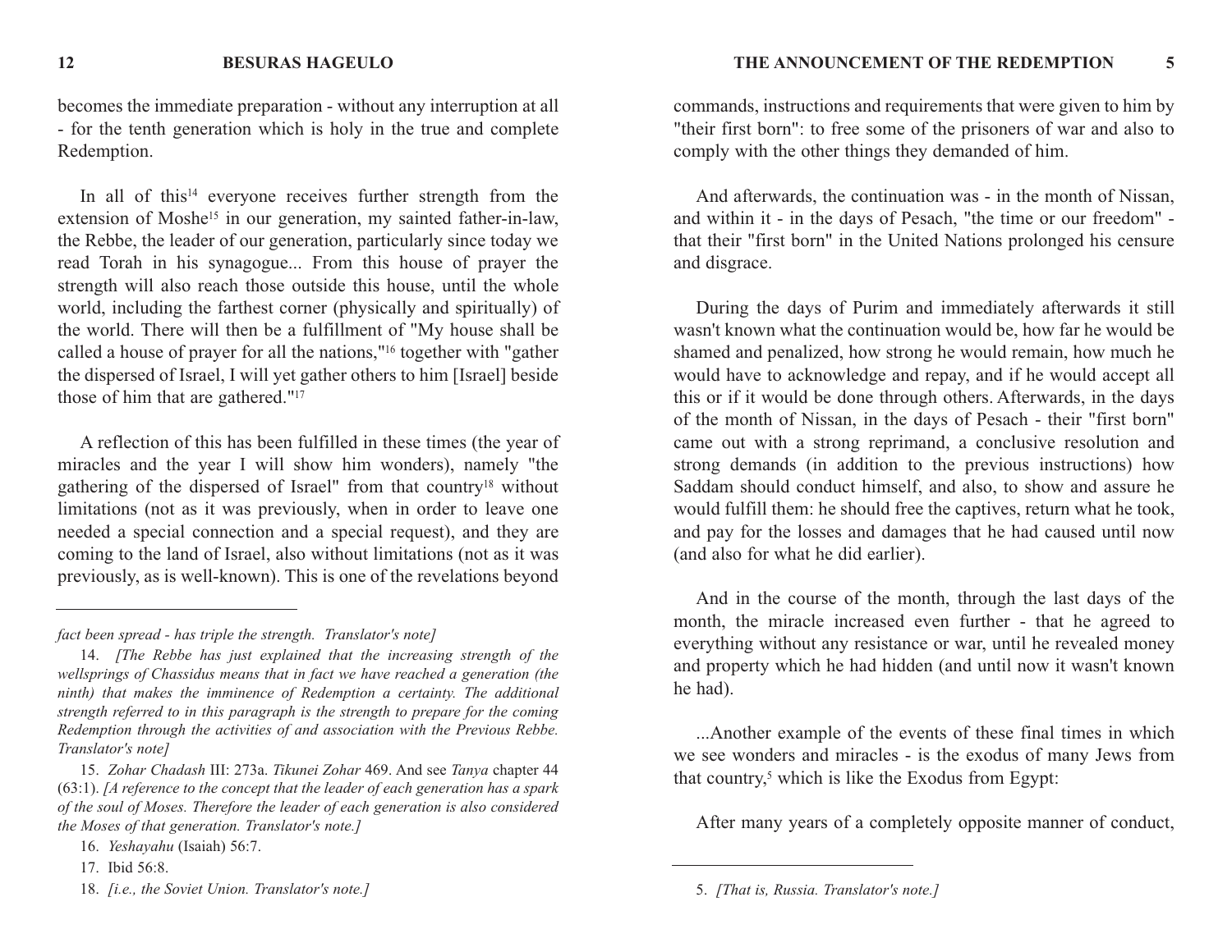becomes the immediate preparation - without any interruption at all - for the tenth generation which is holy in the true and complete Redemption.

In all of this[14] everyone receives further strength from the extension of Moshe[15] in our generation, my sainted father-in-law, the Rebbe, the leader of our generation, particularly since today we read Torah in his synagogue... From this house of prayer the strength will also reach those outside this house, until the whole world, including the farthest corner (physically and spiritually) of the world. There will then be a fulfillment of "My house shall be called a house of prayer for all the nations,"[16] together with "gather the dispersed of Israel, I will yet gather others to him [Israel] beside those of him that are gathered."[17]

A reflection of this has been fulfilled in these times (the year of miracles and the year I will show him wonders), namely "the gathering of the dispersed of Israel" from that country[18] without limitations (not as it was previously, when in order to leave one needed a special connection and a special request), and they are coming to the land of Israel, also without limitations (not as it was previously, as is well-known). This is one of the revelations beyond

*fact been spread - has triple the strength. Translator's note]*

14. *[The Rebbe has just explained that the increasing strength of the wellsprings of Chassidus means that in fact we have reached a generation (the ninth) that makes the imminence of Redemption a certainty. The additional strength referred to in this paragraph is the strength to prepare for the coming Redemption through the activities of and association with the Previous Rebbe. Translator's note]*

15. *Zohar Chadash* III: 273a. *Tikunei Zohar* 469. And see *Tanya* chapter 44 (63:1). *[A reference to the concept that the leader of each generation has a spark of the soul of Moses. Therefore the leader of each generation is also considered the Moses of that generation. Translator's note.]*

16. *Yeshayahu* (Isaiah) 56:7.

17. Ibid 56:8.

18. *[i.e., the Soviet Union. Translator's note.]*

commands, instructions and requirements that were given to him by "their first born": to free some of the prisoners of war and also to comply with the other things they demanded of him.

And afterwards, the continuation was - in the month of Nissan, and within it - in the days of Pesach, "the time or our freedom" - that their "first born" in the United Nations prolonged his censure and disgrace.

During the days of Purim and immediately afterwards it still wasn't known what the continuation would be, how far he would be shamed and penalized, how strong he would remain, how much he would have to acknowledge and repay, and if he would accept all this or if it would be done through others. Afterwards, in the days of the month of Nissan, in the days of Pesach - their "first born" came out with a strong reprimand, a conclusive resolution and strong demands (in addition to the previous instructions) how Saddam should conduct himself, and also, to show and assure he would fulfill them: he should free the captives, return what he took, and pay for the losses and damages that he had caused until now (and also for what he did earlier).

And in the course of the month, through the last days of the month, the miracle increased even further - that he agreed to everything without any resistance or war, until he revealed money and property which he had hidden (and until now it wasn't known he had).

...Another example of the events of these final times in which we see wonders and miracles - is the exodus of many Jews from that country,[5] which is like the Exodus from Egypt:

After many years of a completely opposite manner of conduct,

5. *[That is, Russia. Translator's note.]*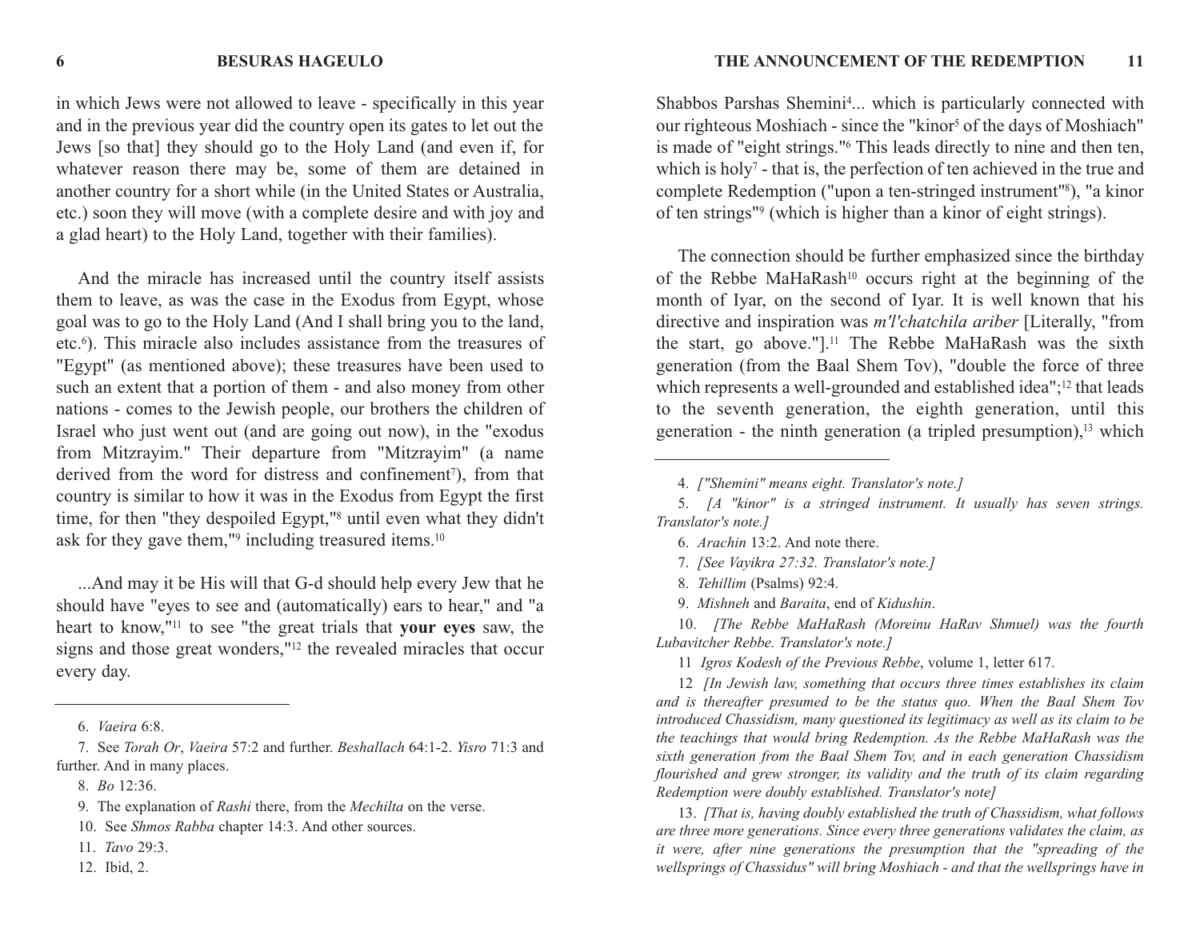in which Jews were not allowed to leave - specifically in this year and in the previous year did the country open its gates to let out the Jews [so that] they should go to the Holy Land (and even if, for whatever reason there may be, some of them are detained in another country for a short while (in the United States or Australia, etc.) soon they will move (with a complete desire and with joy and a glad heart) to the Holy Land, together with their families).

And the miracle has increased until the country itself assists them to leave, as was the case in the Exodus from Egypt, whose goal was to go to the Holy Land (And I shall bring you to the land, etc.[6]). This miracle also includes assistance from the treasures of "Egypt" (as mentioned above); these treasures have been used to such an extent that a portion of them - and also money from other nations - comes to the Jewish people, our brothers the children of Israel who just went out (and are going out now), in the "exodus from Mitzrayim." Their departure from "Mitzrayim" (a name derived from the word for distress and confinement[7]), from that country is similar to how it was in the Exodus from Egypt the first time, for then "they despoiled Egypt,"[8] until even what they didn't ask for they gave them,"[9] including treasured items.[10]

...And may it be His will that G-d should help every Jew that he should have "eyes to see and (automatically) ears to hear," and "a heart to know,"[11] to see "the great trials that **your eyes** saw, the signs and those great wonders,"[12] the revealed miracles that occur every day.

6. *Vaeira* 6:8.

7. See *Torah Or*, *Vaeira* 57:2 and further. *Beshallach* 64:1-2. *Yisro* 71:3 and further. And in many places.

8. *Bo* 12:36.

9. The explanation of *Rashi* there, from the *Mechilta* on the verse.

10. See *Shmos Rabba* chapter 14:3. And other sources.

11. *Tavo* 29:3.

12. Ibid, 2.

Shabbos Parshas Shemini[4]... which is particularly connected with our righteous Moshiach - since the "kinor[5] of the days of Moshiach" is made of "eight strings."[6] This leads directly to nine and then ten, which is holy[7] - that is, the perfection of ten achieved in the true and complete Redemption ("upon a ten-stringed instrument"[8]), "a kinor of ten strings"[9] (which is higher than a kinor of eight strings).

The connection should be further emphasized since the birthday of the Rebbe MaHaRash[10] occurs right at the beginning of the month of Iyar, on the second of Iyar. It is well known that his directive and inspiration was *m'l'chatchila ariber* [Literally, "from the start, go above."].[11] The Rebbe MaHaRash was the sixth generation (from the Baal Shem Tov), "double the force of three which represents a well-grounded and established idea";[12] that leads to the seventh generation, the eighth generation, until this generation - the ninth generation (a tripled presumption),[13] which

4. *["Shemini" means eight. Translator's note.]*

5. *[A "kinor" is a stringed instrument. It usually has seven strings. Translator's note.]*

6. *Arachin* 13:2. And note there.

7. *[See Vayikra 27:32. Translator's note.]*

8. *Tehillim* (Psalms) 92:4.

9. *Mishneh* and *Baraita*, end of *Kidushin*.

10. *[The Rebbe MaHaRash (Moreinu HaRav Shmuel) was the fourth Lubavitcher Rebbe. Translator's note.]*

11 *Igros Kodesh of the Previous Rebbe*, volume 1, letter 617.

12 *[In Jewish law, something that occurs three times establishes its claim and is thereafter presumed to be the status quo. When the Baal Shem Tov introduced Chassidism, many questioned its legitimacy as well as its claim to be the teachings that would bring Redemption. As the Rebbe MaHaRash was the sixth generation from the Baal Shem Tov, and in each generation Chassidism flourished and grew stronger, its validity and the truth of its claim regarding Redemption were doubly established. Translator's note]*

13. *[That is, having doubly established the truth of Chassidism, what follows are three more generations. Since every three generations validates the claim, as it were, after nine generations the presumption that the "spreading of the wellsprings of Chassidus" will bring Moshiach - and that the wellsprings have in*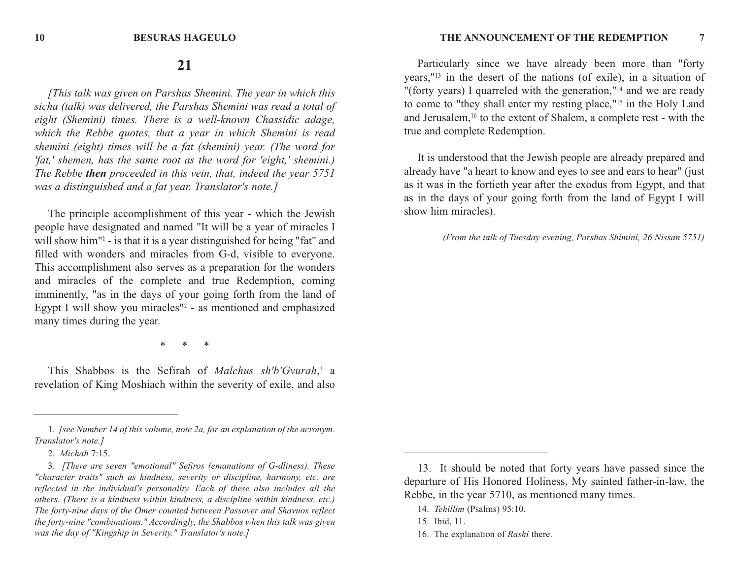## 21

*[This talk was given on Parshas Shemini. The year in which this sicha (talk) was delivered, the Parshas Shemini was read a total of eight (Shemini) times. There is a well-known Chassidic adage, which the Rebbe quotes, that a year in which Shemini is read shemini (eight) times will be a fat (shemini) year. (The word for 'fat,' shemen, has the same root as the word for 'eight,' shemini.) The Rebbe* ***then*** *proceeded in this vein, that, indeed the year 5751 was a distinguished and a fat year. Translator's note.]*

The principle accomplishment of this year - which the Jewish people have designated and named "It will be a year of miracles I will show him"[1] - is that it is a year distinguished for being "fat" and filled with wonders and miracles from G-d, visible to everyone. This accomplishment also serves as a preparation for the wonders and miracles of the complete and true Redemption, coming imminently, "as in the days of your going forth from the land of Egypt I will show you miracles"[2] - as mentioned and emphasized many times during the year.

\* \* \*

This Shabbos is the Sefirah of *Malchus sh'b'Gvurah*,[3] a revelation of King Moshiach within the severity of exile, and also

1. *[see Number 14 of this volume, note 2a, for an explanation of the acronym. Translator's note.]*

2. *Michah* 7:15.

3. *[There are seven "emotional" Sefiros (emanations of G-dliness). These "character traits" such as kindness, severity or discipline, harmony, etc. are reflected in the individual's personality. Each of these also includes all the others. (There is a kindness within kindness, a discipline within kindness, etc.) The forty-nine days of the Omer counted between Passover and Shavuos reflect the forty-nine "combinations." Accordingly, the Shabbos when this talk was given was the day of "Kingship in Severity." Translator's note.]*

Particularly since we have already been more than "forty years,"[13] in the desert of the nations (of exile), in a situation of "(forty years) I quarreled with the generation,"[14] and we are ready to come to "they shall enter my resting place,"[15] in the Holy Land and Jerusalem,[16] to the extent of Shalem, a complete rest - with the true and complete Redemption.

It is understood that the Jewish people are already prepared and already have "a heart to know and eyes to see and ears to hear" (just as it was in the fortieth year after the exodus from Egypt, and that as in the days of your going forth from the land of Egypt I will show him miracles).

*(From the talk of Tuesday evening, Parshas Shimini, 26 Nissan 5751)*

13. It should be noted that forty years have passed since the departure of His Honored Holiness, My sainted father-in-law, the Rebbe, in the year 5710, as mentioned many times.

14. *Tehillim* (Psalms) 95:10.

15. Ibid, 11.

16. The explanation of *Rashi* there.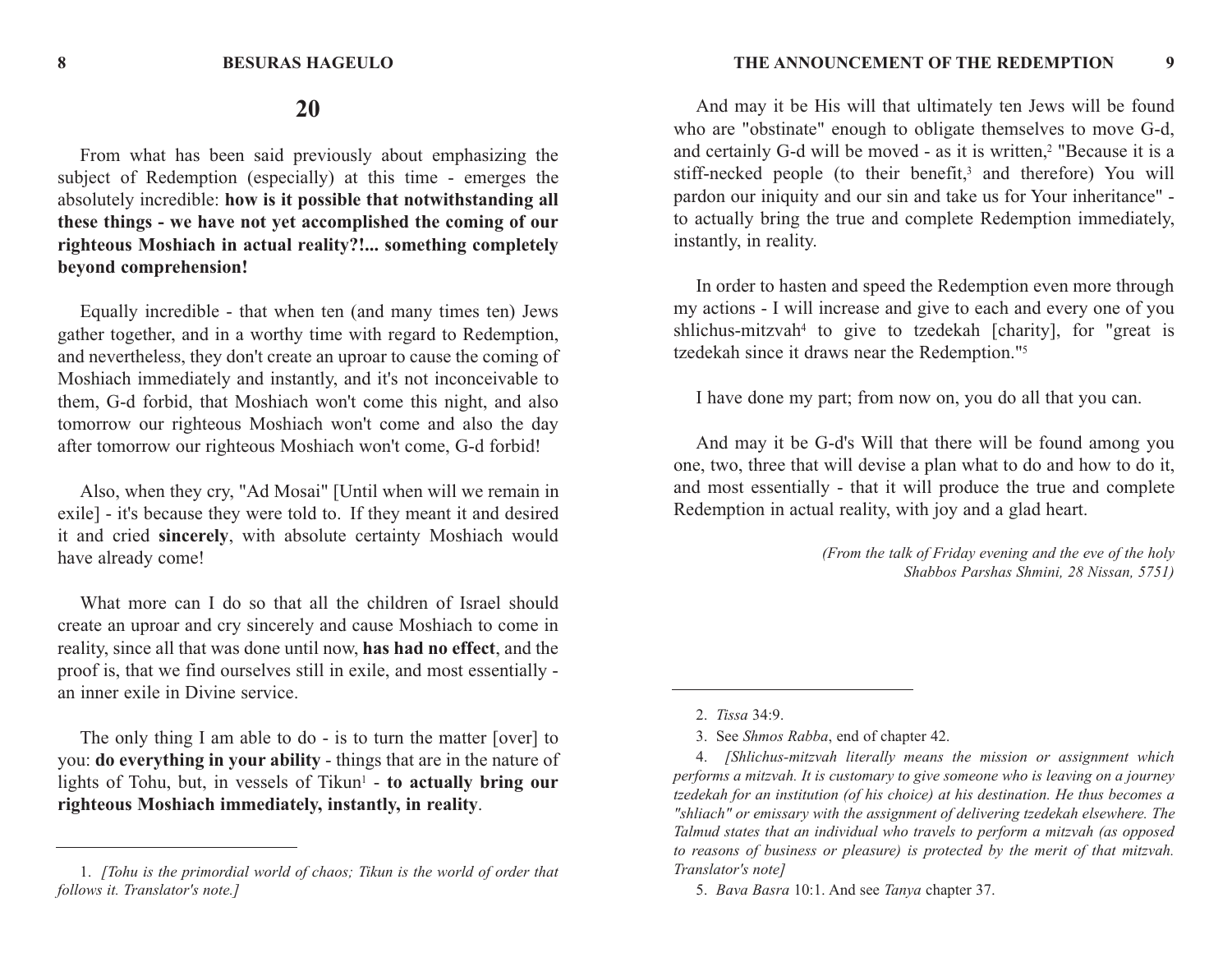## 20

From what has been said previously about emphasizing the subject of Redemption (especially) at this time - emerges the absolutely incredible: **how is it possible that notwithstanding all these things - we have not yet accomplished the coming of our righteous Moshiach in actual reality?!... something completely beyond comprehension!**

Equally incredible - that when ten (and many times ten) Jews gather together, and in a worthy time with regard to Redemption, and nevertheless, they don't create an uproar to cause the coming of Moshiach immediately and instantly, and it's not inconceivable to them, G-d forbid, that Moshiach won't come this night, and also tomorrow our righteous Moshiach won't come and also the day after tomorrow our righteous Moshiach won't come, G-d forbid!

Also, when they cry, "Ad Mosai" [Until when will we remain in exile] - it's because they were told to. If they meant it and desired it and cried **sincerely**, with absolute certainty Moshiach would have already come!

What more can I do so that all the children of Israel should create an uproar and cry sincerely and cause Moshiach to come in reality, since all that was done until now, **has had no effect**, and the proof is, that we find ourselves still in exile, and most essentially - an inner exile in Divine service.

The only thing I am able to do - is to turn the matter [over] to you: **do everything in your ability** - things that are in the nature of lights of Tohu, but, in vessels of Tikun[1] - **to actually bring our righteous Moshiach immediately, instantly, in reality**.

And may it be His will that ultimately ten Jews will be found who are "obstinate" enough to obligate themselves to move G-d, and certainly G-d will be moved - as it is written,[2] "Because it is a stiff-necked people (to their benefit,[3] and therefore) You will pardon our iniquity and our sin and take us for Your inheritance" - to actually bring the true and complete Redemption immediately, instantly, in reality.

In order to hasten and speed the Redemption even more through my actions - I will increase and give to each and every one of you shlichus-mitzvah[4] to give to tzedekah [charity], for "great is tzedekah since it draws near the Redemption."[5]

I have done my part; from now on, you do all that you can.

And may it be G-d's Will that there will be found among you one, two, three that will devise a plan what to do and how to do it, and most essentially - that it will produce the true and complete Redemption in actual reality, with joy and a glad heart.

*(From the talk of Friday evening and the eve of the holy Shabbos Parshas Shmini, 28 Nissan, 5751)*

---

1. *[Tohu is the primordial world of chaos; Tikun is the world of order that follows it. Translator's note.]*

2. *Tissa* 34:9.

3. See *Shmos Rabba*, end of chapter 42.

4. *[Shlichus-mitzvah literally means the mission or assignment which performs a mitzvah. It is customary to give someone who is leaving on a journey tzedekah for an institution (of his choice) at his destination. He thus becomes a "shliach" or emissary with the assignment of delivering tzedekah elsewhere. The Talmud states that an individual who travels to perform a mitzvah (as opposed to reasons of business or pleasure) is protected by the merit of that mitzvah. Translator's note]*

5. *Bava Basra* 10:1. And see *Tanya* chapter 37.